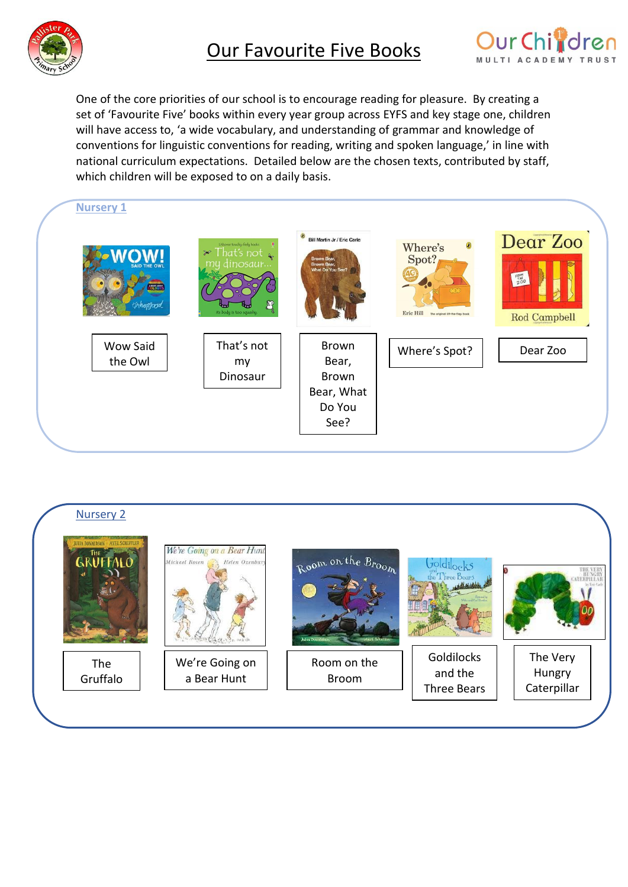# Our Favourite Five Books

One of the core priorities of our school is to encourage reading for pleasure. By creating a set of 'Favourite Five' books within every year group across EYFS and key stage one, children will have access to, 'a wide vocabulary, and understanding of grammar and knowledge of conventions for linguistic conventions for reading, writing and spoken language,' in line with national curriculum expectations. Detailed below are the chosen texts, contributed by staff, which children will be exposed to on a daily basis.

## Nursery 1

- Wow Said the Owl
- That's not my Dinosaur
- Brown Bear, Brown Bear, What Do You See?
- Where's Spot?
- Dear Zoo

## Nursery 2

- The Gruffalo
- We're Going on a Bear Hunt
- Room on the Broom
- Goldilocks and the Three Bears
- The Very Hungry Caterpillar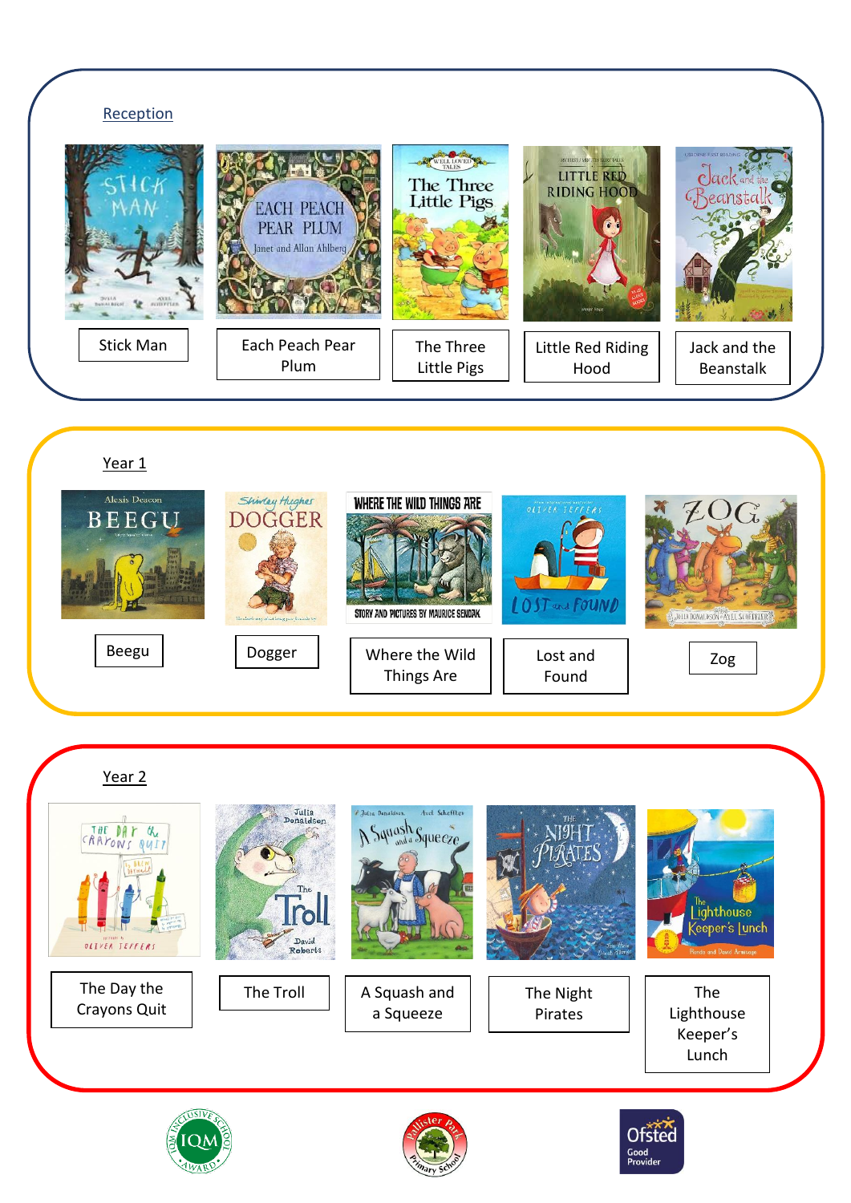## Reception

- Stick Man
- Each Peach Pear Plum
- The Three Little Pigs
- Little Red Riding Hood
- Jack and the Beanstalk

## Year 1

- Beegu
- Dogger
- Where the Wild Things Are
- Lost and Found
- Zog

## Year 2

- The Day the Crayons Quit
- The Troll
- A Squash and a Squeeze
- The Night Pirates
- The Lighthouse Keeper's Lunch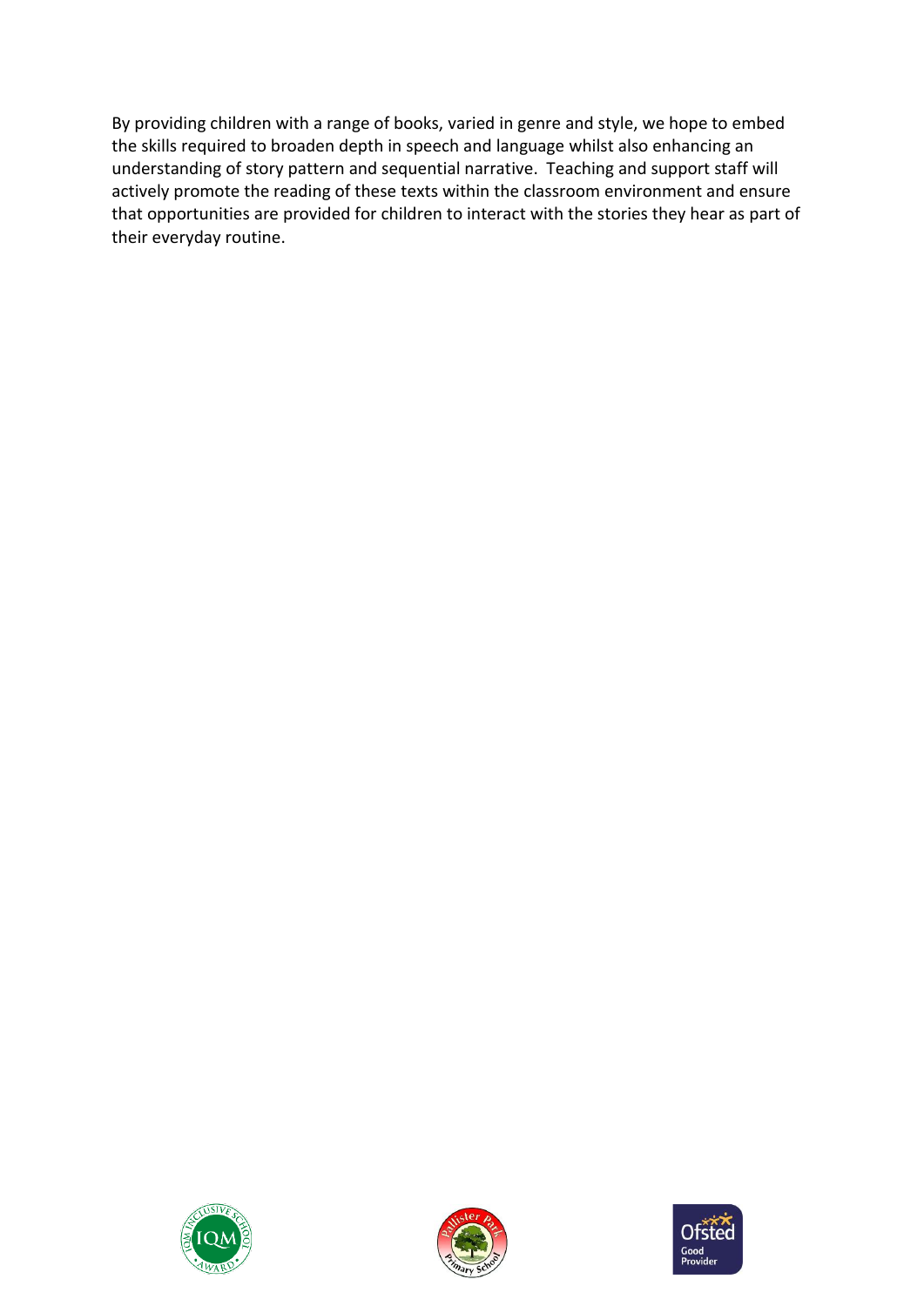By providing children with a range of books, varied in genre and style, we hope to embed the skills required to broaden depth in speech and language whilst also enhancing an understanding of story pattern and sequential narrative. Teaching and support staff will actively promote the reading of these texts within the classroom environment and ensure that opportunities are provided for children to interact with the stories they hear as part of their everyday routine.